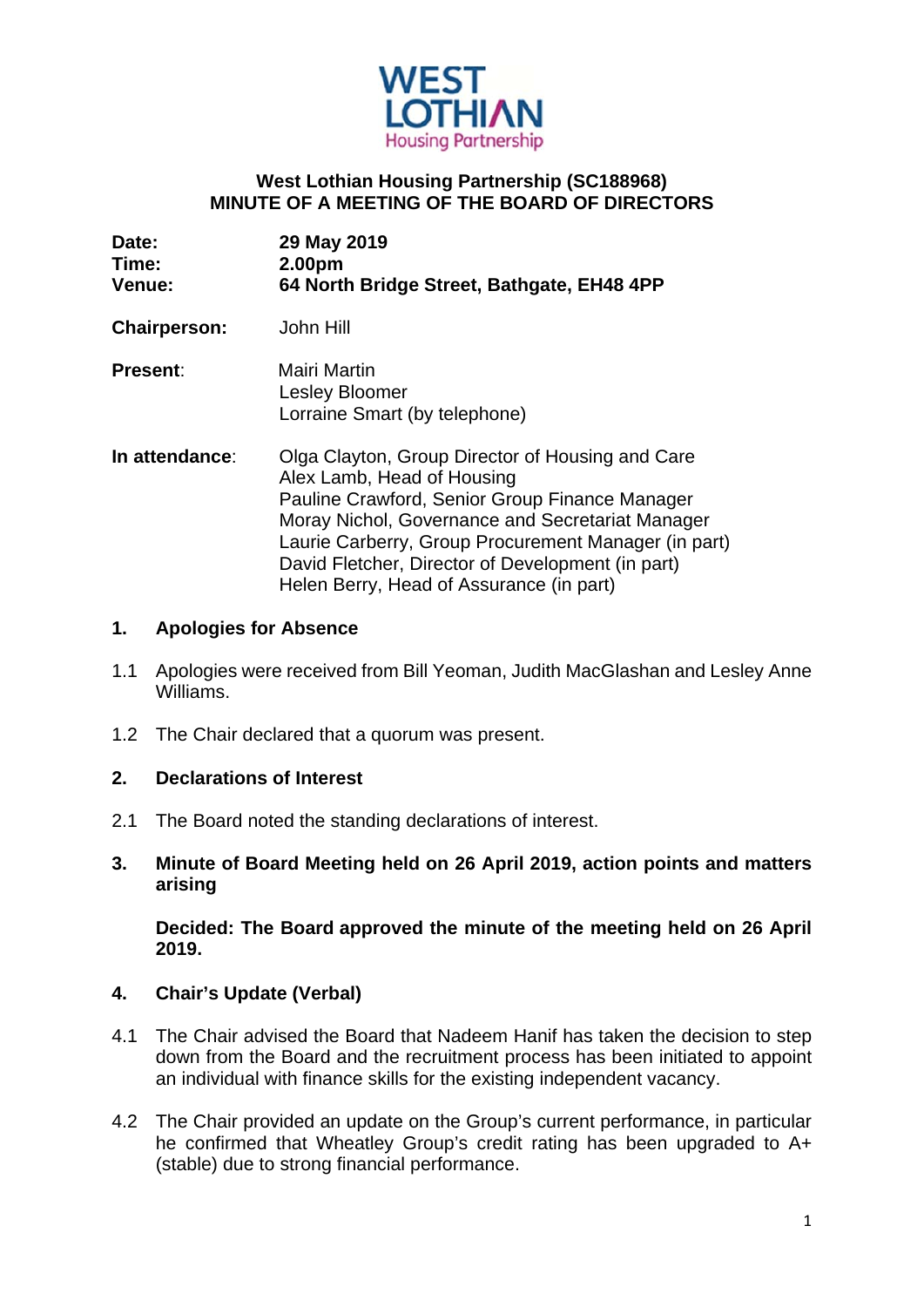WEST LOTHIAN
Housing Partnership

**West Lothian Housing Partnership (SC188968)**
**MINUTE OF A MEETING OF THE BOARD OF DIRECTORS**

| | |
|---|---|
| **Date:** | **29 May 2019** |
| **Time:** | **2.00pm** |
| **Venue:** | **64 North Bridge Street, Bathgate, EH48 4PP** |
| **Chairperson:** | John Hill |
| **Present**: | Mairi Martin<br>Lesley Bloomer<br>Lorraine Smart (by telephone) |
| **In attendance**: | Olga Clayton, Group Director of Housing and Care<br>Alex Lamb, Head of Housing<br>Pauline Crawford, Senior Group Finance Manager<br>Moray Nichol, Governance and Secretariat Manager<br>Laurie Carberry, Group Procurement Manager (in part)<br>David Fletcher, Director of Development (in part)<br>Helen Berry, Head of Assurance (in part) |

## 1. Apologies for Absence

1.1 Apologies were received from Bill Yeoman, Judith MacGlashan and Lesley Anne Williams.

1.2 The Chair declared that a quorum was present.

## 2. Declarations of Interest

2.1 The Board noted the standing declarations of interest.

## 3. Minute of Board Meeting held on 26 April 2019, action points and matters arising

**Decided: The Board approved the minute of the meeting held on 26 April 2019.**

## 4. Chair's Update (Verbal)

4.1 The Chair advised the Board that Nadeem Hanif has taken the decision to step down from the Board and the recruitment process has been initiated to appoint an individual with finance skills for the existing independent vacancy.

4.2 The Chair provided an update on the Group's current performance, in particular he confirmed that Wheatley Group's credit rating has been upgraded to A+ (stable) due to strong financial performance.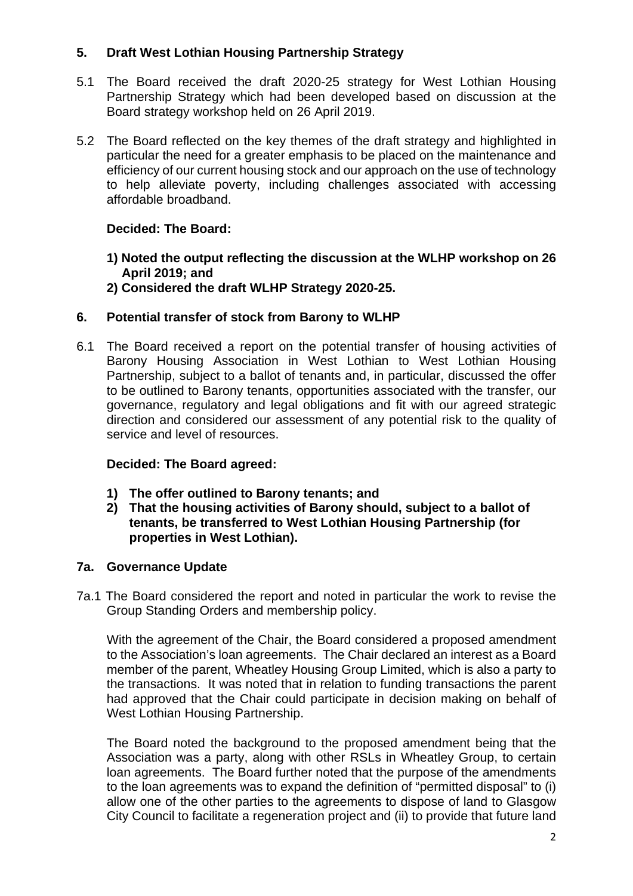## 5. Draft West Lothian Housing Partnership Strategy

5.1 The Board received the draft 2020-25 strategy for West Lothian Housing Partnership Strategy which had been developed based on discussion at the Board strategy workshop held on 26 April 2019.

5.2 The Board reflected on the key themes of the draft strategy and highlighted in particular the need for a greater emphasis to be placed on the maintenance and efficiency of our current housing stock and our approach on the use of technology to help alleviate poverty, including challenges associated with accessing affordable broadband.

**Decided: The Board:**

1) **Noted the output reflecting the discussion at the WLHP workshop on 26 April 2019; and**
2) **Considered the draft WLHP Strategy 2020-25.**

## 6. Potential transfer of stock from Barony to WLHP

6.1 The Board received a report on the potential transfer of housing activities of Barony Housing Association in West Lothian to West Lothian Housing Partnership, subject to a ballot of tenants and, in particular, discussed the offer to be outlined to Barony tenants, opportunities associated with the transfer, our governance, regulatory and legal obligations and fit with our agreed strategic direction and considered our assessment of any potential risk to the quality of service and level of resources.

**Decided: The Board agreed:**

1) **The offer outlined to Barony tenants; and**
2) **That the housing activities of Barony should, subject to a ballot of tenants, be transferred to West Lothian Housing Partnership (for properties in West Lothian).**

## 7a. Governance Update

7a.1 The Board considered the report and noted in particular the work to revise the Group Standing Orders and membership policy.

With the agreement of the Chair, the Board considered a proposed amendment to the Association's loan agreements. The Chair declared an interest as a Board member of the parent, Wheatley Housing Group Limited, which is also a party to the transactions. It was noted that in relation to funding transactions the parent had approved that the Chair could participate in decision making on behalf of West Lothian Housing Partnership.

The Board noted the background to the proposed amendment being that the Association was a party, along with other RSLs in Wheatley Group, to certain loan agreements. The Board further noted that the purpose of the amendments to the loan agreements was to expand the definition of "permitted disposal" to (i) allow one of the other parties to the agreements to dispose of land to Glasgow City Council to facilitate a regeneration project and (ii) to provide that future land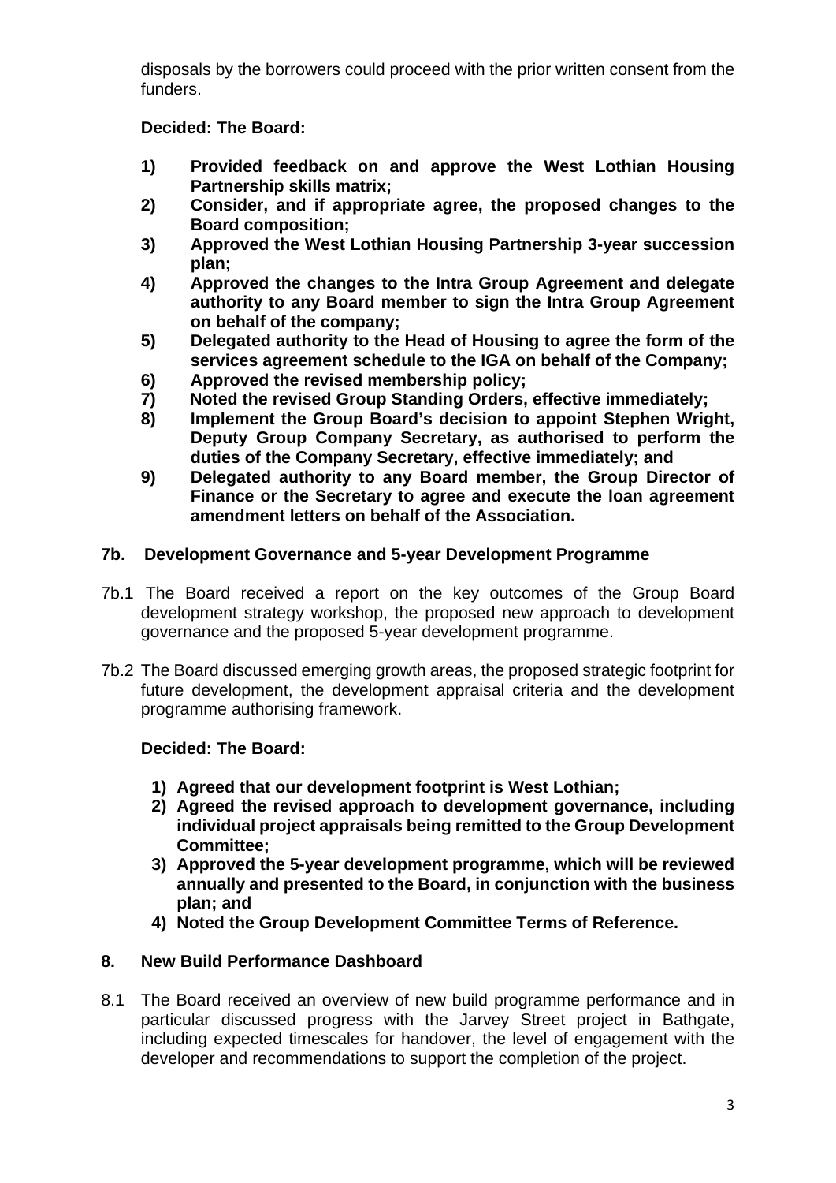disposals by the borrowers could proceed with the prior written consent from the funders.

**Decided: The Board:**

1) **Provided feedback on and approve the West Lothian Housing Partnership skills matrix;**
2) **Consider, and if appropriate agree, the proposed changes to the Board composition;**
3) **Approved the West Lothian Housing Partnership 3-year succession plan;**
4) **Approved the changes to the Intra Group Agreement and delegate authority to any Board member to sign the Intra Group Agreement on behalf of the company;**
5) **Delegated authority to the Head of Housing to agree the form of the services agreement schedule to the IGA on behalf of the Company;**
6) **Approved the revised membership policy;**
7) **Noted the revised Group Standing Orders, effective immediately;**
8) **Implement the Group Board's decision to appoint Stephen Wright, Deputy Group Company Secretary, as authorised to perform the duties of the Company Secretary, effective immediately; and**
9) **Delegated authority to any Board member, the Group Director of Finance or the Secretary to agree and execute the loan agreement amendment letters on behalf of the Association.**

### 7b. Development Governance and 5-year Development Programme

7b.1 The Board received a report on the key outcomes of the Group Board development strategy workshop, the proposed new approach to development governance and the proposed 5-year development programme.

7b.2 The Board discussed emerging growth areas, the proposed strategic footprint for future development, the development appraisal criteria and the development programme authorising framework.

**Decided: The Board:**

1) **Agreed that our development footprint is West Lothian;**
2) **Agreed the revised approach to development governance, including individual project appraisals being remitted to the Group Development Committee;**
3) **Approved the 5-year development programme, which will be reviewed annually and presented to the Board, in conjunction with the business plan; and**
4) **Noted the Group Development Committee Terms of Reference.**

### 8. New Build Performance Dashboard

8.1 The Board received an overview of new build programme performance and in particular discussed progress with the Jarvey Street project in Bathgate, including expected timescales for handover, the level of engagement with the developer and recommendations to support the completion of the project.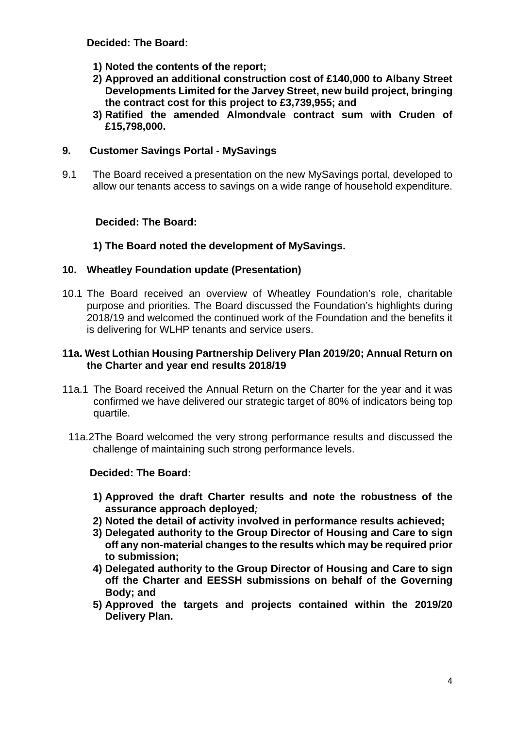**Decided: The Board:**

1) **Noted the contents of the report;**
2) **Approved an additional construction cost of £140,000 to Albany Street Developments Limited for the Jarvey Street, new build project, bringing the contract cost for this project to £3,739,955; and**
3) **Ratified the amended Almondvale contract sum with Cruden of £15,798,000.**

## 9. Customer Savings Portal - MySavings

9.1 The Board received a presentation on the new MySavings portal, developed to allow our tenants access to savings on a wide range of household expenditure.

**Decided: The Board:**

1) **The Board noted the development of MySavings.**

## 10. Wheatley Foundation update (Presentation)

10.1 The Board received an overview of Wheatley Foundation's role, charitable purpose and priorities. The Board discussed the Foundation's highlights during 2018/19 and welcomed the continued work of the Foundation and the benefits it is delivering for WLHP tenants and service users.

## 11a. West Lothian Housing Partnership Delivery Plan 2019/20; Annual Return on the Charter and year end results 2018/19

11a.1 The Board received the Annual Return on the Charter for the year and it was confirmed we have delivered our strategic target of 80% of indicators being top quartile.

11a.2 The Board welcomed the very strong performance results and discussed the challenge of maintaining such strong performance levels.

**Decided: The Board:**

1) **Approved the draft Charter results and note the robustness of the assurance approach deployed*;***
2) **Noted the detail of activity involved in performance results achieved;**
3) **Delegated authority to the Group Director of Housing and Care to sign off any non-material changes to the results which may be required prior to submission;**
4) **Delegated authority to the Group Director of Housing and Care to sign off the Charter and EESSH submissions on behalf of the Governing Body; and**
5) **Approved the targets and projects contained within the 2019/20 Delivery Plan.**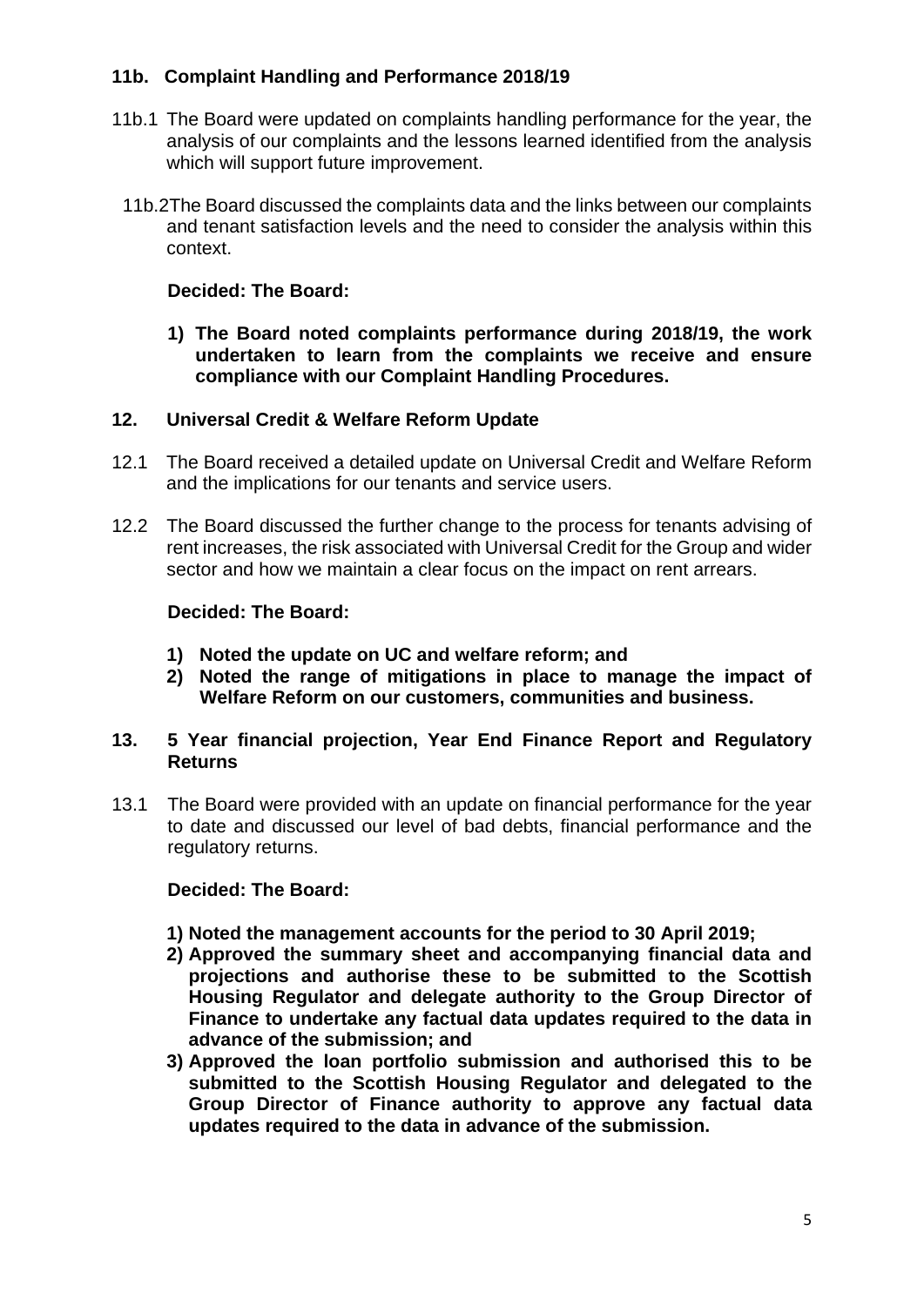### 11b. Complaint Handling and Performance 2018/19

11b.1 The Board were updated on complaints handling performance for the year, the analysis of our complaints and the lessons learned identified from the analysis which will support future improvement.

11b.2 The Board discussed the complaints data and the links between our complaints and tenant satisfaction levels and the need to consider the analysis within this context.

**Decided: The Board:**

1) **The Board noted complaints performance during 2018/19, the work undertaken to learn from the complaints we receive and ensure compliance with our Complaint Handling Procedures.**

### 12. Universal Credit & Welfare Reform Update

12.1 The Board received a detailed update on Universal Credit and Welfare Reform and the implications for our tenants and service users.

12.2 The Board discussed the further change to the process for tenants advising of rent increases, the risk associated with Universal Credit for the Group and wider sector and how we maintain a clear focus on the impact on rent arrears.

**Decided: The Board:**

1) **Noted the update on UC and welfare reform; and**
2) **Noted the range of mitigations in place to manage the impact of Welfare Reform on our customers, communities and business.**

### 13. 5 Year financial projection, Year End Finance Report and Regulatory Returns

13.1 The Board were provided with an update on financial performance for the year to date and discussed our level of bad debts, financial performance and the regulatory returns.

**Decided: The Board:**

1) **Noted the management accounts for the period to 30 April 2019;**
2) **Approved the summary sheet and accompanying financial data and projections and authorise these to be submitted to the Scottish Housing Regulator and delegate authority to the Group Director of Finance to undertake any factual data updates required to the data in advance of the submission; and**
3) **Approved the loan portfolio submission and authorised this to be submitted to the Scottish Housing Regulator and delegated to the Group Director of Finance authority to approve any factual data updates required to the data in advance of the submission.**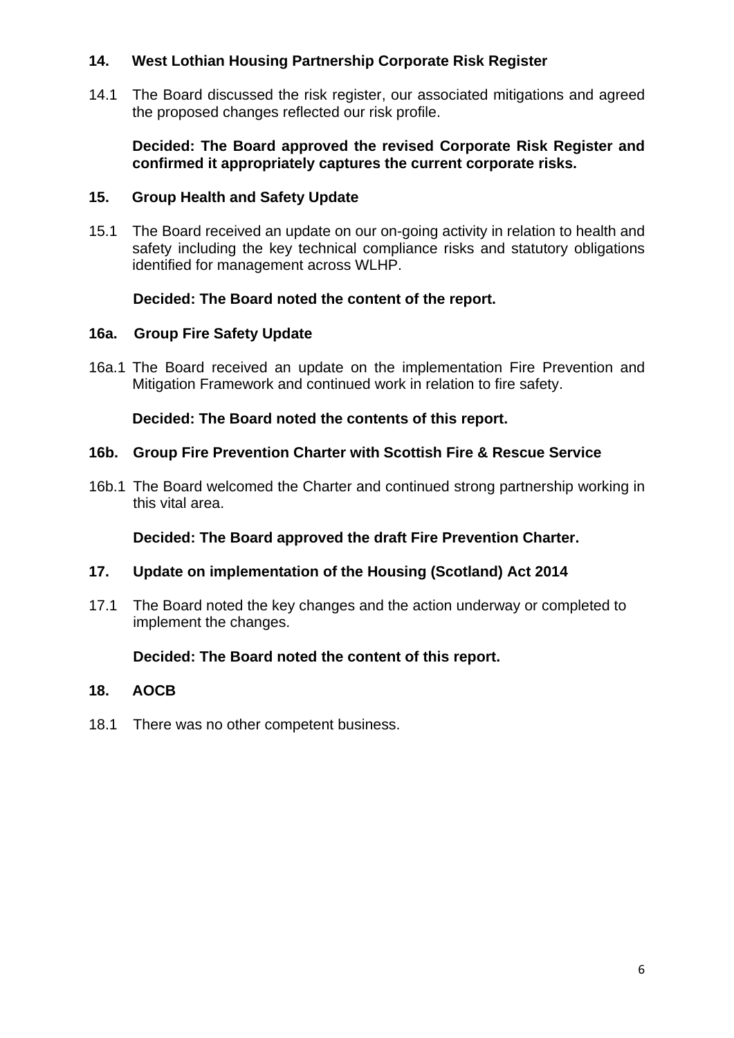## 14. West Lothian Housing Partnership Corporate Risk Register

14.1 The Board discussed the risk register, our associated mitigations and agreed the proposed changes reflected our risk profile.

**Decided: The Board approved the revised Corporate Risk Register and confirmed it appropriately captures the current corporate risks.**

## 15. Group Health and Safety Update

15.1 The Board received an update on our on-going activity in relation to health and safety including the key technical compliance risks and statutory obligations identified for management across WLHP.

**Decided: The Board noted the content of the report.**

## 16a. Group Fire Safety Update

16a.1 The Board received an update on the implementation Fire Prevention and Mitigation Framework and continued work in relation to fire safety.

**Decided: The Board noted the contents of this report.**

## 16b. Group Fire Prevention Charter with Scottish Fire & Rescue Service

16b.1 The Board welcomed the Charter and continued strong partnership working in this vital area.

**Decided: The Board approved the draft Fire Prevention Charter.**

## 17. Update on implementation of the Housing (Scotland) Act 2014

17.1 The Board noted the key changes and the action underway or completed to implement the changes.

**Decided: The Board noted the content of this report.**

## 18. AOCB

18.1 There was no other competent business.